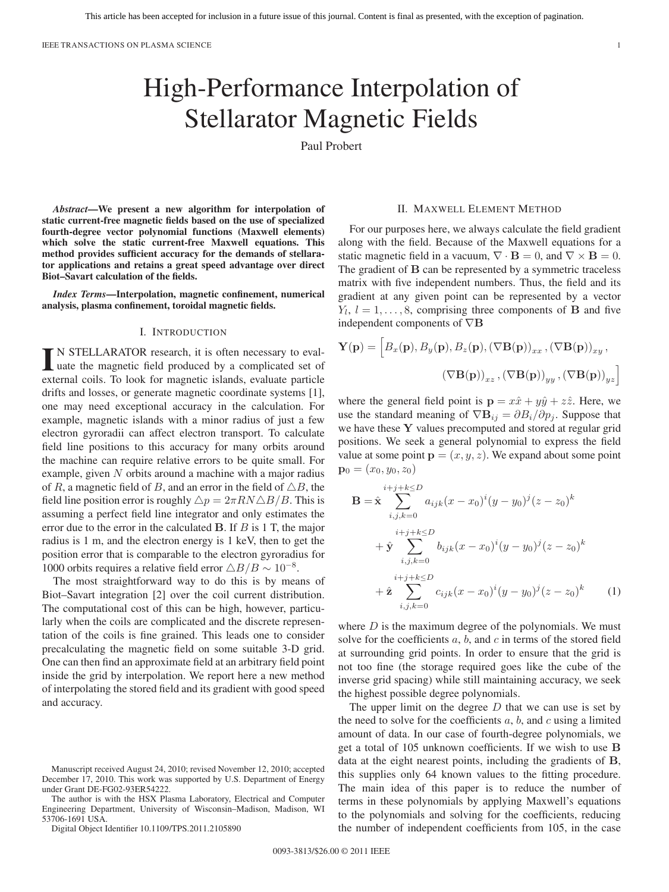# High-Performance Interpolation of Stellarator Magnetic Fields

Paul Probert

***Abstract*—We present a new algorithm for interpolation of static current-free magnetic fields based on the use of specialized fourth-degree vector polynomial functions (Maxwell elements) which solve the static current-free Maxwell equations. This method provides sufficient accuracy for the demands of stellarator applications and retains a great speed advantage over direct Biot–Savart calculation of the fields.**

***Index Terms*—Interpolation, magnetic confinement, numerical analysis, plasma confinement, toroidal magnetic fields.**

## I. Introduction

In stellarator research, it is often necessary to evaluate the magnetic field produced by a complicated set of external coils. To look for magnetic islands, evaluate particle drifts and losses, or generate magnetic coordinate systems [1], one may need exceptional accuracy in the calculation. For example, magnetic islands with a minor radius of just a few electron gyroradii can affect electron transport. To calculate field line positions to this accuracy for many orbits around the machine can require relative errors to be quite small. For example, given $N$ orbits around a machine with a major radius of $R$, a magnetic field of $B$, and an error in the field of $\triangle B$, the field line position error is roughly $\triangle p = 2\pi RN \triangle B/B$. This is assuming a perfect field line integrator and only estimates the error due to the error in the calculated $\mathbf{B}$. If $B$ is 1 T, the major radius is 1 m, and the electron energy is 1 keV, then to get the position error that is comparable to the electron gyroradius for 1000 orbits requires a relative field error $\triangle B/B \sim 10^{-8}$.

The most straightforward way to do this is by means of Biot–Savart integration [2] over the coil current distribution. The computational cost of this can be high, however, particularly when the coils are complicated and the discrete representation of the coils is fine grained. This leads one to consider precalculating the magnetic field on some suitable 3-D grid. One can then find an approximate field at an arbitrary field point inside the grid by interpolation. We report here a new method of interpolating the stored field and its gradient with good speed and accuracy.

Manuscript received August 24, 2010; revised November 12, 2010; accepted December 17, 2010. This work was supported by U.S. Department of Energy under Grant DE-FG02-93ER54222.

The author is with the HSX Plasma Laboratory, Electrical and Computer Engineering Department, University of Wisconsin–Madison, Madison, WI 53706-1691 USA.

Digital Object Identifier 10.1109/TPS.2011.2105890

## II. Maxwell Element Method

For our purposes here, we always calculate the field gradient along with the field. Because of the Maxwell equations for a static magnetic field in a vacuum, $\nabla \cdot \mathbf{B} = 0$, and $\nabla \times \mathbf{B} = 0$. The gradient of $\mathbf{B}$ can be represented by a symmetric traceless matrix with five independent numbers. Thus, the field and its gradient at any given point can be represented by a vector $Y_l$, $l = 1, \ldots, 8$, comprising three components of $\mathbf{B}$ and five independent components of $\nabla \mathbf{B}$

$$\mathbf{Y}(\mathbf{p}) = \Big[B_x(\mathbf{p}), B_y(\mathbf{p}), B_z(\mathbf{p}), (\nabla\mathbf{B}(\mathbf{p}))_{xx}, (\nabla\mathbf{B}(\mathbf{p}))_{xy}, (\nabla\mathbf{B}(\mathbf{p}))_{xz}, (\nabla\mathbf{B}(\mathbf{p}))_{yy}, (\nabla\mathbf{B}(\mathbf{p}))_{yz}\Big]$$

where the general field point is $\mathbf{p} = x\hat{x} + y\hat{y} + z\hat{z}$. Here, we use the standard meaning of $\nabla \mathbf{B}_{ij} = \partial B_i/\partial p_j$. Suppose that we have these $\mathbf{Y}$ values precomputed and stored at regular grid positions. We seek a general polynomial to express the field value at some point $\mathbf{p} = (x, y, z)$. We expand about some point $\mathbf{p}_0 = (x_0, y_0, z_0)$

$$\begin{aligned}
\mathbf{B} = &\ \hat{\mathbf{x}} \sum_{i,j,k=0}^{i+j+k\leq D} a_{ijk}(x-x_0)^i(y-y_0)^j(z-z_0)^k \\
&+ \hat{\mathbf{y}} \sum_{i,j,k=0}^{i+j+k\leq D} b_{ijk}(x-x_0)^i(y-y_0)^j(z-z_0)^k \\
&+ \hat{\mathbf{z}} \sum_{i,j,k=0}^{i+j+k\leq D} c_{ijk}(x-x_0)^i(y-y_0)^j(z-z_0)^k \qquad (1)
\end{aligned}$$

where $D$ is the maximum degree of the polynomials. We must solve for the coefficients $a$, $b$, and $c$ in terms of the stored field at surrounding grid points. In order to ensure that the grid is not too fine (the storage required goes like the cube of the inverse grid spacing) while still maintaining accuracy, we seek the highest possible degree polynomials.

The upper limit on the degree $D$ that we can use is set by the need to solve for the coefficients $a$, $b$, and $c$ using a limited amount of data. In our case of fourth-degree polynomials, we get a total of 105 unknown coefficients. If we wish to use $\mathbf{B}$ data at the eight nearest points, including the gradients of $\mathbf{B}$, this supplies only 64 known values to the fitting procedure. The main idea of this paper is to reduce the number of terms in these polynomials by applying Maxwell's equations to the polynomials and solving for the coefficients, reducing the number of independent coefficients from 105, in the case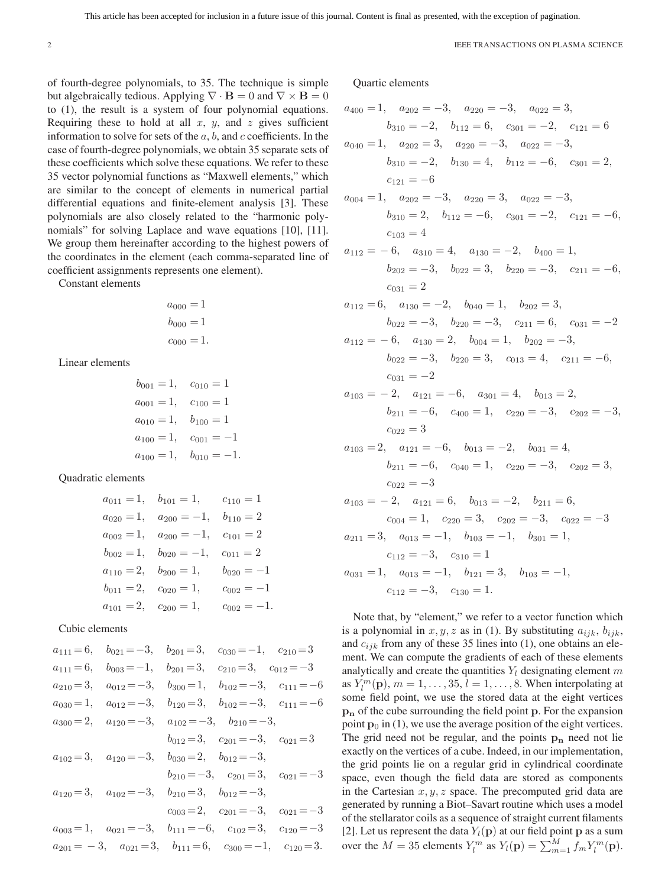of fourth-degree polynomials, to 35. The technique is simple but algebraically tedious. Applying $\nabla \cdot \mathbf{B} = 0$ and $\nabla \times \mathbf{B} = 0$ to (1), the result is a system of four polynomial equations. Requiring these to hold at all $x$, $y$, and $z$ gives sufficient information to solve for sets of the $a$, $b$, and $c$ coefficients. In the case of fourth-degree polynomials, we obtain 35 separate sets of these coefficients which solve these equations. We refer to these 35 vector polynomial functions as "Maxwell elements," which are similar to the concept of elements in numerical partial differential equations and finite-element analysis [3]. These polynomials are also closely related to the "harmonic polynomials" for solving Laplace and wave equations [10], [11]. We group them hereinafter according to the highest powers of the coordinates in the element (each comma-separated line of coefficient assignments represents one element).

Constant elements

$$a_{000} = 1$$
$$b_{000} = 1$$
$$c_{000} = 1.$$

Linear elements

$$b_{001} = 1, \quad c_{010} = 1$$
$$a_{001} = 1, \quad c_{100} = 1$$
$$a_{010} = 1, \quad b_{100} = 1$$
$$a_{100} = 1, \quad c_{001} = -1$$
$$a_{100} = 1, \quad b_{010} = -1.$$

Quadratic elements

$$a_{011} = 1, \quad b_{101} = 1, \quad c_{110} = 1$$
$$a_{020} = 1, \quad a_{200} = -1, \quad b_{110} = 2$$
$$a_{002} = 1, \quad a_{200} = -1, \quad c_{101} = 2$$
$$b_{002} = 1, \quad b_{020} = -1, \quad c_{011} = 2$$
$$a_{110} = 2, \quad b_{200} = 1, \quad b_{020} = -1$$
$$b_{011} = 2, \quad c_{020} = 1, \quad c_{002} = -1$$
$$a_{101} = 2, \quad c_{200} = 1, \quad c_{002} = -1.$$

Cubic elements

$$a_{111} = 6, \quad b_{021} = -3, \quad b_{201} = 3, \quad c_{030} = -1, \quad c_{210} = 3$$
$$a_{111} = 6, \quad b_{003} = -1, \quad b_{201} = 3, \quad c_{210} = 3, \quad c_{012} = -3$$
$$a_{210} = 3, \quad a_{012} = -3, \quad b_{300} = 1, \quad b_{102} = -3, \quad c_{111} = -6$$
$$a_{030} = 1, \quad a_{012} = -3, \quad b_{120} = 3, \quad b_{102} = -3, \quad c_{111} = -6$$
$$a_{300} = 2, \quad a_{120} = -3, \quad a_{102} = -3, \quad b_{210} = -3, \quad b_{012} = 3, \quad c_{201} = -3, \quad c_{021} = 3$$
$$a_{102} = 3, \quad a_{120} = -3, \quad b_{030} = 2, \quad b_{012} = -3, \quad b_{210} = -3, \quad c_{201} = 3, \quad c_{021} = -3$$
$$a_{120} = 3, \quad a_{102} = -3, \quad b_{210} = 3, \quad b_{012} = -3, \quad c_{003} = 2, \quad c_{201} = -3, \quad c_{021} = -3$$
$$a_{003} = 1, \quad a_{021} = -3, \quad b_{111} = -6, \quad c_{102} = 3, \quad c_{120} = -3$$
$$a_{201} = -3, \quad a_{021} = 3, \quad b_{111} = 6, \quad c_{300} = -1, \quad c_{120} = 3.$$

Quartic elements

$$a_{400} = 1, \quad a_{202} = -3, \quad a_{220} = -3, \quad a_{022} = 3, \quad b_{310} = -2, \quad b_{112} = 6, \quad c_{301} = -2, \quad c_{121} = 6$$
$$a_{040} = 1, \quad a_{202} = 3, \quad a_{220} = -3, \quad a_{022} = -3, \quad b_{310} = -2, \quad b_{130} = 4, \quad b_{112} = -6, \quad c_{301} = 2, \quad c_{121} = -6$$
$$a_{004} = 1, \quad a_{202} = -3, \quad a_{220} = 3, \quad a_{022} = -3, \quad b_{310} = 2, \quad b_{112} = -6, \quad c_{301} = -2, \quad c_{121} = -6, \quad c_{103} = 4$$
$$a_{112} = -6, \quad a_{310} = 4, \quad a_{130} = -2, \quad b_{400} = 1, \quad b_{202} = -3, \quad b_{022} = 3, \quad b_{220} = -3, \quad c_{211} = -6, \quad c_{031} = 2$$
$$a_{112} = 6, \quad a_{130} = -2, \quad b_{040} = 1, \quad b_{202} = 3, \quad b_{022} = -3, \quad b_{220} = -3, \quad c_{211} = 6, \quad c_{031} = -2$$
$$a_{112} = -6, \quad a_{130} = 2, \quad b_{004} = 1, \quad b_{202} = -3, \quad b_{022} = -3, \quad b_{220} = 3, \quad c_{013} = 4, \quad c_{211} = -6, \quad c_{031} = -2$$
$$a_{103} = -2, \quad a_{121} = -6, \quad a_{301} = 4, \quad b_{013} = 2, \quad b_{211} = -6, \quad c_{400} = 1, \quad c_{220} = -3, \quad c_{202} = -3, \quad c_{022} = 3$$
$$a_{103} = 2, \quad a_{121} = -6, \quad b_{013} = -2, \quad b_{031} = 4, \quad b_{211} = -6, \quad c_{040} = 1, \quad c_{220} = -3, \quad c_{202} = 3, \quad c_{022} = -3$$
$$a_{103} = -2, \quad a_{121} = 6, \quad b_{013} = -2, \quad b_{211} = 6, \quad c_{004} = 1, \quad c_{220} = 3, \quad c_{202} = -3, \quad c_{022} = -3$$
$$a_{211} = 3, \quad a_{013} = -1, \quad b_{103} = -1, \quad b_{301} = 1, \quad c_{112} = -3, \quad c_{310} = 1$$
$$a_{031} = 1, \quad a_{013} = -1, \quad b_{121} = 3, \quad b_{103} = -1, \quad c_{112} = -3, \quad c_{130} = 1.$$

Note that, by "element," we refer to a vector function which is a polynomial in $x, y, z$ as in (1). By substituting $a_{ijk}$, $b_{ijk}$, and $c_{ijk}$ from any of these 35 lines into (1), one obtains an element. We can compute the gradients of each of these elements analytically and create the quantities $Y_l$ designating element $m$ as $Y_l^m(\mathbf{p})$, $m = 1, \ldots, 35$, $l = 1, \ldots, 8$. When interpolating at some field point, we use the stored data at the eight vertices $\mathbf{p_n}$ of the cube surrounding the field point $\mathbf{p}$. For the expansion point $\mathbf{p}_0$ in (1), we use the average position of the eight vertices. The grid need not be regular, and the points $\mathbf{p_n}$ need not lie exactly on the vertices of a cube. Indeed, in our implementation, the grid points lie on a regular grid in cylindrical coordinate space, even though the field data are stored as components in the Cartesian $x, y, z$ space. The precomputed grid data are generated by running a Biot–Savart routine which uses a model of the stellarator coils as a sequence of straight current filaments [2]. Let us represent the data $Y_l(\mathbf{p})$ at our field point $\mathbf{p}$ as a sum over the $M = 35$ elements $Y_l^m$ as $Y_l(\mathbf{p}) = \sum_{m=1}^{M} f_m Y_l^m(\mathbf{p})$.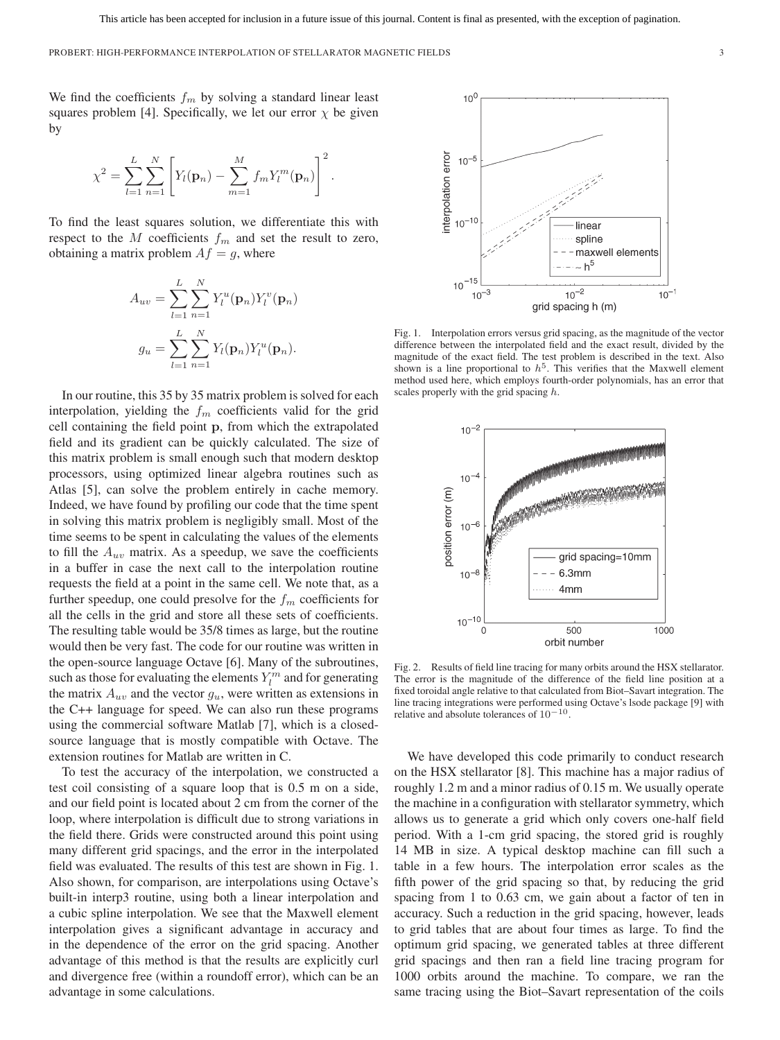We find the coefficients $f_m$ by solving a standard linear least squares problem [4]. Specifically, we let our error $\chi$ be given by

$$\chi^2 = \sum_{l=1}^{L} \sum_{n=1}^{N} \left[ Y_l(\mathbf{p}_n) - \sum_{m=1}^{M} f_m Y_l^m(\mathbf{p}_n) \right]^2.$$

To find the least squares solution, we differentiate this with respect to the $M$ coefficients $f_m$ and set the result to zero, obtaining a matrix problem $Af = g$, where

$$A_{uv} = \sum_{l=1}^{L} \sum_{n=1}^{N} Y_l^u(\mathbf{p}_n) Y_l^v(\mathbf{p}_n)$$

$$g_u = \sum_{l=1}^{L} \sum_{n=1}^{N} Y_l(\mathbf{p}_n) Y_l^u(\mathbf{p}_n).$$

In our routine, this 35 by 35 matrix problem is solved for each interpolation, yielding the $f_m$ coefficients valid for the grid cell containing the field point $\mathbf{p}$, from which the extrapolated field and its gradient can be quickly calculated. The size of this matrix problem is small enough such that modern desktop processors, using optimized linear algebra routines such as Atlas [5], can solve the problem entirely in cache memory. Indeed, we have found by profiling our code that the time spent in solving this matrix problem is negligibly small. Most of the time seems to be spent in calculating the values of the elements to fill the $A_{uv}$ matrix. As a speedup, we save the coefficients in a buffer in case the next call to the interpolation routine requests the field at a point in the same cell. We note that, as a further speedup, one could presolve for the $f_m$ coefficients for all the cells in the grid and store all these sets of coefficients. The resulting table would be 35/8 times as large, but the routine would then be very fast. The code for our routine was written in the open-source language Octave [6]. Many of the subroutines, such as those for evaluating the elements $Y_l^m$ and for generating the matrix $A_{uv}$ and the vector $g_u$, were written as extensions in the C++ language for speed. We can also run these programs using the commercial software Matlab [7], which is a closed-source language that is mostly compatible with Octave. The extension routines for Matlab are written in C.

To test the accuracy of the interpolation, we constructed a test coil consisting of a square loop that is 0.5 m on a side, and our field point is located about 2 cm from the corner of the loop, where interpolation is difficult due to strong variations in the field there. Grids were constructed around this point using many different grid spacings, and the error in the interpolated field was evaluated. The results of this test are shown in Fig. 1. Also shown, for comparison, are interpolations using Octave's built-in interp3 routine, using both a linear interpolation and a cubic spline interpolation. We see that the Maxwell element interpolation gives a significant advantage in accuracy and in the dependence of the error on the grid spacing. Another advantage of this method is that the results are explicitly curl and divergence free (within a roundoff error), which can be an advantage in some calculations.

Fig. 1. Interpolation errors versus grid spacing, as the magnitude of the vector difference between the interpolated field and the exact result, divided by the magnitude of the exact field. The test problem is described in the text. Also shown is a line proportional to $h^5$. This verifies that the Maxwell element method used here, which employs fourth-order polynomials, has an error that scales properly with the grid spacing $h$.

Fig. 2. Results of field line tracing for many orbits around the HSX stellarator. The error is the magnitude of the difference of the field line position at a fixed toroidal angle relative to that calculated from Biot–Savart integration. The line tracing integrations were performed using Octave's lsode package [9] with relative and absolute tolerances of $10^{-10}$.

We have developed this code primarily to conduct research on the HSX stellarator [8]. This machine has a major radius of roughly 1.2 m and a minor radius of 0.15 m. We usually operate the machine in a configuration with stellarator symmetry, which allows us to generate a grid which only covers one-half field period. With a 1-cm grid spacing, the stored grid is roughly 14 MB in size. A typical desktop machine can fill such a table in a few hours. The interpolation error scales as the fifth power of the grid spacing so that, by reducing the grid spacing from 1 to 0.63 cm, we gain about a factor of ten in accuracy. Such a reduction in the grid spacing, however, leads to grid tables that are about four times as large. To find the optimum grid spacing, we generated tables at three different grid spacings and then ran a field line tracing program for 1000 orbits around the machine. To compare, we ran the same tracing using the Biot–Savart representation of the coils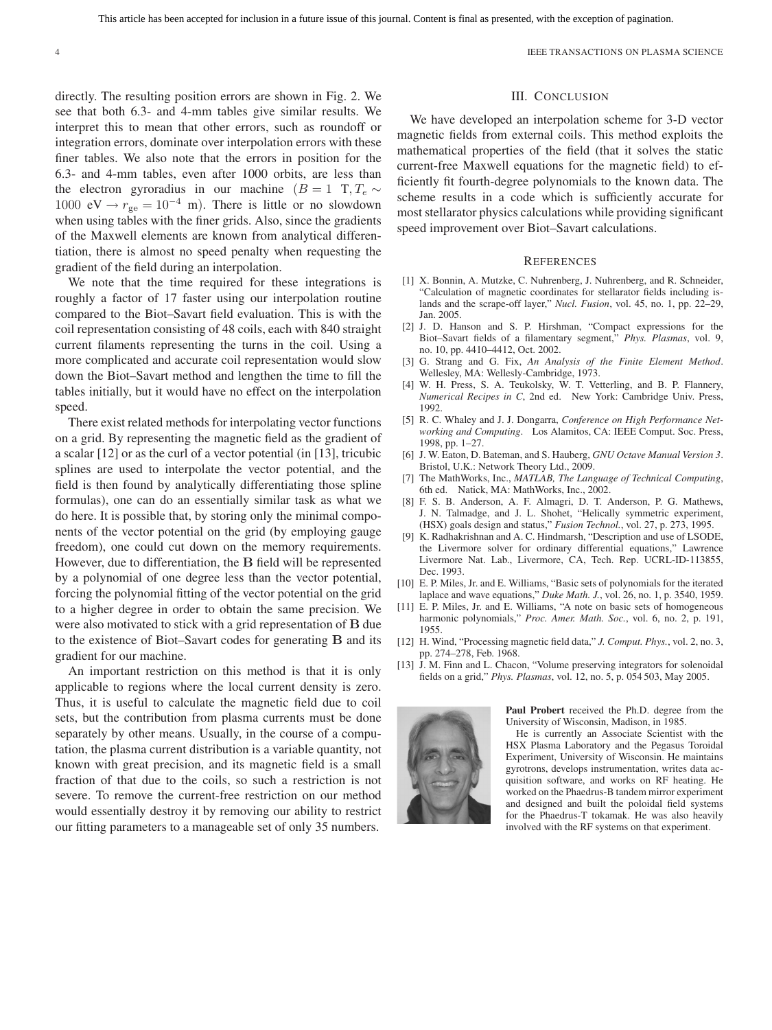directly. The resulting position errors are shown in Fig. 2. We see that both 6.3- and 4-mm tables give similar results. We interpret this to mean that other errors, such as roundoff or integration errors, dominate over interpolation errors with these finer tables. We also note that the errors in position for the 6.3- and 4-mm tables, even after 1000 orbits, are less than the electron gyroradius in our machine ($B = 1$ T, $T_e \sim 1000$ eV $\rightarrow r_{\mathrm{ge}} = 10^{-4}$ m). There is little or no slowdown when using tables with the finer grids. Also, since the gradients of the Maxwell elements are known from analytical differentiation, there is almost no speed penalty when requesting the gradient of the field during an interpolation.

We note that the time required for these integrations is roughly a factor of 17 faster using our interpolation routine compared to the Biot–Savart field evaluation. This is with the coil representation consisting of 48 coils, each with 840 straight current filaments representing the turns in the coil. Using a more complicated and accurate coil representation would slow down the Biot–Savart method and lengthen the time to fill the tables initially, but it would have no effect on the interpolation speed.

There exist related methods for interpolating vector functions on a grid. By representing the magnetic field as the gradient of a scalar [12] or as the curl of a vector potential (in [13], tricubic splines are used to interpolate the vector potential, and the field is then found by analytically differentiating those spline formulas), one can do an essentially similar task as what we do here. It is possible that, by storing only the minimal components of the vector potential on the grid (by employing gauge freedom), one could cut down on the memory requirements. However, due to differentiation, the $\mathbf{B}$ field will be represented by a polynomial of one degree less than the vector potential, forcing the polynomial fitting of the vector potential on the grid to a higher degree in order to obtain the same precision. We were also motivated to stick with a grid representation of $\mathbf{B}$ due to the existence of Biot–Savart codes for generating $\mathbf{B}$ and its gradient for our machine.

An important restriction on this method is that it is only applicable to regions where the local current density is zero. Thus, it is useful to calculate the magnetic field due to coil sets, but the contribution from plasma currents must be done separately by other means. Usually, in the course of a computation, the plasma current distribution is a variable quantity, not known with great precision, and its magnetic field is a small fraction of that due to the coils, so such a restriction is not severe. To remove the current-free restriction on our method would essentially destroy it by removing our ability to restrict our fitting parameters to a manageable set of only 35 numbers.

## III. Conclusion

We have developed an interpolation scheme for 3-D vector magnetic fields from external coils. This method exploits the mathematical properties of the field (that it solves the static current-free Maxwell equations for the magnetic field) to efficiently fit fourth-degree polynomials to the known data. The scheme results in a code which is sufficiently accurate for most stellarator physics calculations while providing significant speed improvement over Biot–Savart calculations.

## References

[1] X. Bonnin, A. Mutzke, C. Nuhrenberg, J. Nuhrenberg, and R. Schneider, "Calculation of magnetic coordinates for stellarator fields including islands and the scrape-off layer," *Nucl. Fusion*, vol. 45, no. 1, pp. 22–29, Jan. 2005.

[2] J. D. Hanson and S. P. Hirshman, "Compact expressions for the Biot–Savart fields of a filamentary segment," *Phys. Plasmas*, vol. 9, no. 10, pp. 4410–4412, Oct. 2002.

[3] G. Strang and G. Fix, *An Analysis of the Finite Element Method*. Wellesley, MA: Wellesly-Cambridge, 1973.

[4] W. H. Press, S. A. Teukolsky, W. T. Vetterling, and B. P. Flannery, *Numerical Recipes in C*, 2nd ed. New York: Cambridge Univ. Press, 1992.

[5] R. C. Whaley and J. J. Dongarra, *Conference on High Performance Networking and Computing*. Los Alamitos, CA: IEEE Comput. Soc. Press, 1998, pp. 1–27.

[6] J. W. Eaton, D. Bateman, and S. Hauberg, *GNU Octave Manual Version 3*. Bristol, U.K.: Network Theory Ltd., 2009.

[7] The MathWorks, Inc., *MATLAB, The Language of Technical Computing*, 6th ed. Natick, MA: MathWorks, Inc., 2002.

[8] F. S. B. Anderson, A. F. Almagri, D. T. Anderson, P. G. Mathews, J. N. Talmadge, and J. L. Shohet, "Helically symmetric experiment, (HSX) goals design and status," *Fusion Technol.*, vol. 27, p. 273, 1995.

[9] K. Radhakrishnan and A. C. Hindmarsh, "Description and use of LSODE, the Livermore solver for ordinary differential equations," Lawrence Livermore Nat. Lab., Livermore, CA, Tech. Rep. UCRL-ID-113855, Dec. 1993.

[10] E. P. Miles, Jr. and E. Williams, "Basic sets of polynomials for the iterated laplace and wave equations," *Duke Math. J.*, vol. 26, no. 1, p. 3540, 1959.

[11] E. P. Miles, Jr. and E. Williams, "A note on basic sets of homogeneous harmonic polynomials," *Proc. Amer. Math. Soc.*, vol. 6, no. 2, p. 191, 1955.

[12] H. Wind, "Processing magnetic field data," *J. Comput. Phys.*, vol. 2, no. 3, pp. 274–278, Feb. 1968.

[13] J. M. Finn and L. Chacon, "Volume preserving integrators for solenoidal fields on a grid," *Phys. Plasmas*, vol. 12, no. 5, p. 054 503, May 2005.

**Paul Probert** received the Ph.D. degree from the University of Wisconsin, Madison, in 1985.

He is currently an Associate Scientist with the HSX Plasma Laboratory and the Pegasus Toroidal Experiment, University of Wisconsin. He maintains gyrotrons, develops instrumentation, writes data acquisition software, and works on RF heating. He worked on the Phaedrus-B tandem mirror experiment and designed and built the poloidal field systems for the Phaedrus-T tokamak. He was also heavily involved with the RF systems on that experiment.